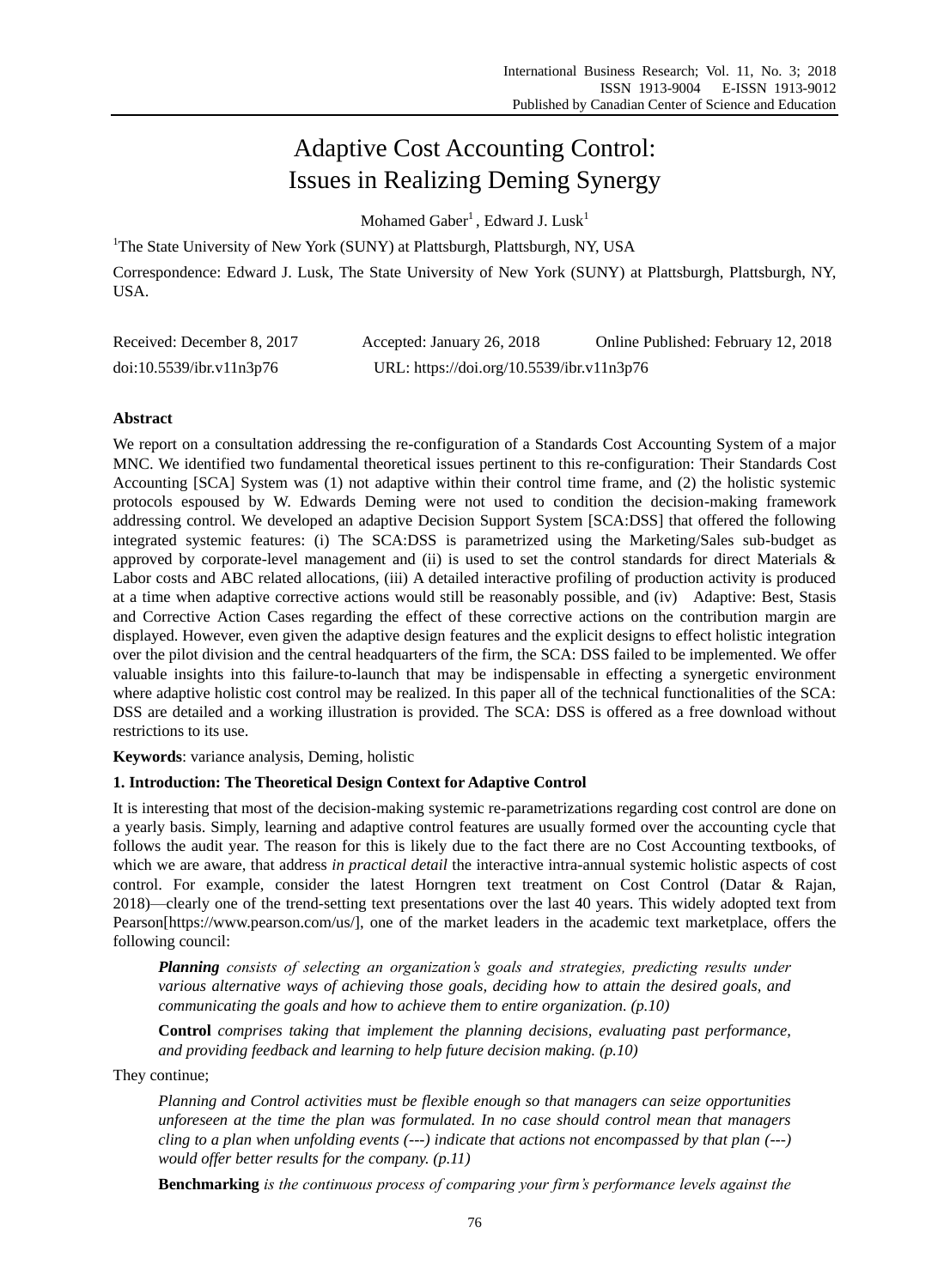# Adaptive Cost Accounting Control: Issues in Realizing Deming Synergy

Mohamed Gaber[1], Edward J. Lusk[1]

[1]The State University of New York (SUNY) at Plattsburgh, Plattsburgh, NY, USA

Correspondence: Edward J. Lusk, The State University of New York (SUNY) at Plattsburgh, Plattsburgh, NY, USA.

Received: December 8, 2017 Accepted: January 26, 2018 Online Published: February 12, 2018

doi:10.5539/ibr.v11n3p76 URL: https://doi.org/10.5539/ibr.v11n3p76

## Abstract

We report on a consultation addressing the re-configuration of a Standards Cost Accounting System of a major MNC. We identified two fundamental theoretical issues pertinent to this re-configuration: Their Standards Cost Accounting [SCA] System was (1) not adaptive within their control time frame, and (2) the holistic systemic protocols espoused by W. Edwards Deming were not used to condition the decision-making framework addressing control. We developed an adaptive Decision Support System [SCA:DSS] that offered the following integrated systemic features: (i) The SCA:DSS is parametrized using the Marketing/Sales sub-budget as approved by corporate-level management and (ii) is used to set the control standards for direct Materials & Labor costs and ABC related allocations, (iii) A detailed interactive profiling of production activity is produced at a time when adaptive corrective actions would still be reasonably possible, and (iv) Adaptive: Best, Stasis and Corrective Action Cases regarding the effect of these corrective actions on the contribution margin are displayed. However, even given the adaptive design features and the explicit designs to effect holistic integration over the pilot division and the central headquarters of the firm, the SCA: DSS failed to be implemented. We offer valuable insights into this failure-to-launch that may be indispensable in effecting a synergetic environment where adaptive holistic cost control may be realized. In this paper all of the technical functionalities of the SCA: DSS are detailed and a working illustration is provided. The SCA: DSS is offered as a free download without restrictions to its use.

**Keywords**: variance analysis, Deming, holistic

## 1. Introduction: The Theoretical Design Context for Adaptive Control

It is interesting that most of the decision-making systemic re-parametrizations regarding cost control are done on a yearly basis. Simply, learning and adaptive control features are usually formed over the accounting cycle that follows the audit year. The reason for this is likely due to the fact there are no Cost Accounting textbooks, of which we are aware, that address *in practical detail* the interactive intra-annual systemic holistic aspects of cost control. For example, consider the latest Horngren text treatment on Cost Control (Datar & Rajan, 2018)—clearly one of the trend-setting text presentations over the last 40 years. This widely adopted text from Pearson[https://www.pearson.com/us/], one of the market leaders in the academic text marketplace, offers the following council:

> ***Planning*** *consists of selecting an organization's goals and strategies, predicting results under various alternative ways of achieving those goals, deciding how to attain the desired goals, and communicating the goals and how to achieve them to entire organization. (p.10)*
>
> **Control** *comprises taking that implement the planning decisions, evaluating past performance, and providing feedback and learning to help future decision making. (p.10)*

They continue;

> *Planning and Control activities must be flexible enough so that managers can seize opportunities unforeseen at the time the plan was formulated. In no case should control mean that managers cling to a plan when unfolding events (---) indicate that actions not encompassed by that plan (---) would offer better results for the company. (p.11)*
>
> **Benchmarking** *is the continuous process of comparing your firm's performance levels against the*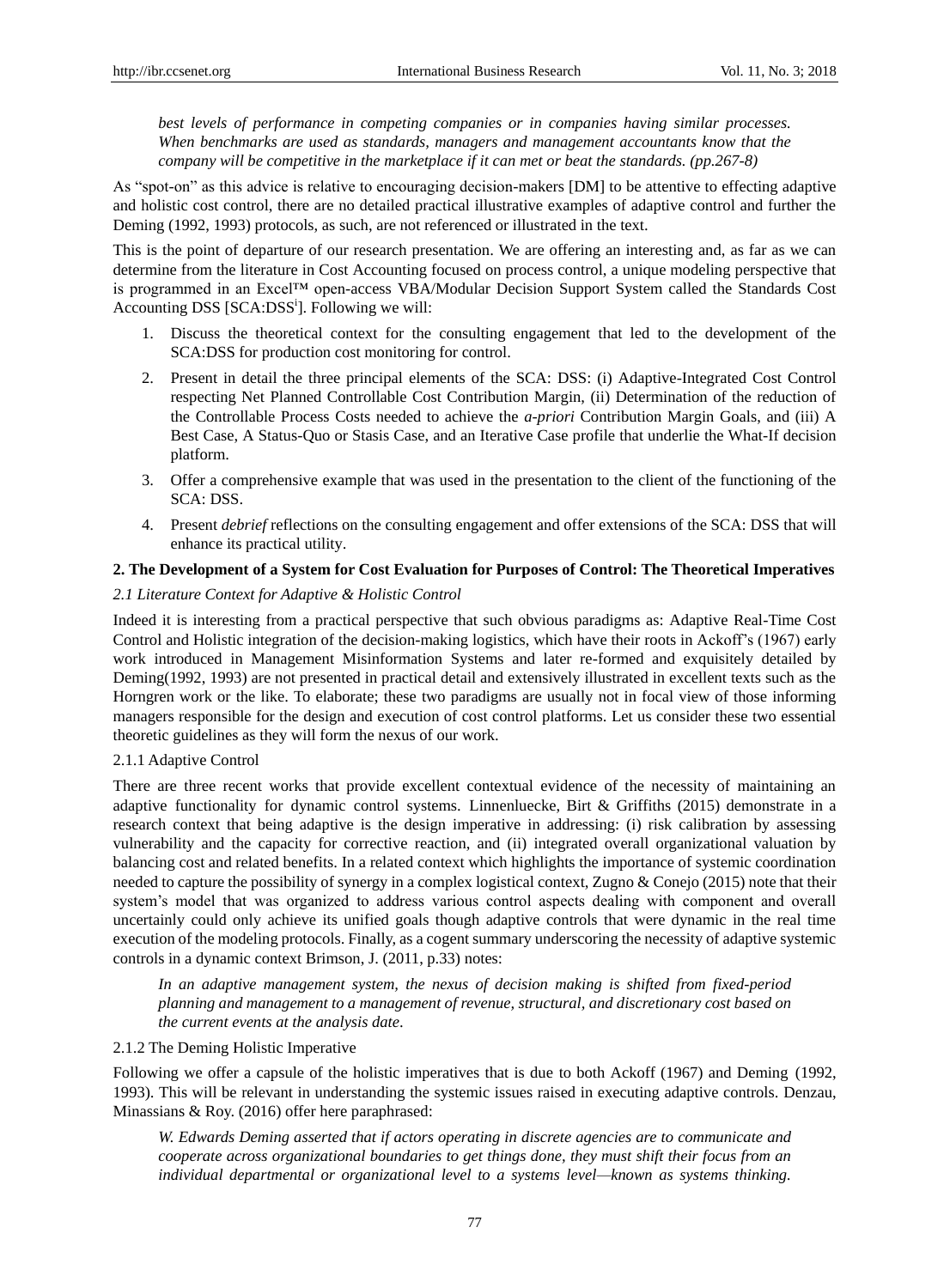*best levels of performance in competing companies or in companies having similar processes. When benchmarks are used as standards, managers and management accountants know that the company will be competitive in the marketplace if it can met or beat the standards. (pp.267-8)*

As "spot-on" as this advice is relative to encouraging decision-makers [DM] to be attentive to effecting adaptive and holistic cost control, there are no detailed practical illustrative examples of adaptive control and further the Deming (1992, 1993) protocols, as such, are not referenced or illustrated in the text.

This is the point of departure of our research presentation. We are offering an interesting and, as far as we can determine from the literature in Cost Accounting focused on process control, a unique modeling perspective that is programmed in an Excel™ open-access VBA/Modular Decision Support System called the Standards Cost Accounting DSS [SCA:DSS[i]]. Following we will:

1. Discuss the theoretical context for the consulting engagement that led to the development of the SCA:DSS for production cost monitoring for control.
2. Present in detail the three principal elements of the SCA: DSS: (i) Adaptive-Integrated Cost Control respecting Net Planned Controllable Cost Contribution Margin, (ii) Determination of the reduction of the Controllable Process Costs needed to achieve the *a-priori* Contribution Margin Goals, and (iii) A Best Case, A Status-Quo or Stasis Case, and an Iterative Case profile that underlie the What-If decision platform.
3. Offer a comprehensive example that was used in the presentation to the client of the functioning of the SCA: DSS.
4. Present *debrief* reflections on the consulting engagement and offer extensions of the SCA: DSS that will enhance its practical utility.

## 2. The Development of a System for Cost Evaluation for Purposes of Control: The Theoretical Imperatives

### *2.1 Literature Context for Adaptive & Holistic Control*

Indeed it is interesting from a practical perspective that such obvious paradigms as: Adaptive Real-Time Cost Control and Holistic integration of the decision-making logistics, which have their roots in Ackoff's (1967) early work introduced in Management Misinformation Systems and later re-formed and exquisitely detailed by Deming(1992, 1993) are not presented in practical detail and extensively illustrated in excellent texts such as the Horngren work or the like. To elaborate; these two paradigms are usually not in focal view of those informing managers responsible for the design and execution of cost control platforms. Let us consider these two essential theoretic guidelines as they will form the nexus of our work.

#### 2.1.1 Adaptive Control

There are three recent works that provide excellent contextual evidence of the necessity of maintaining an adaptive functionality for dynamic control systems. Linnenluecke, Birt & Griffiths (2015) demonstrate in a research context that being adaptive is the design imperative in addressing: (i) risk calibration by assessing vulnerability and the capacity for corrective reaction, and (ii) integrated overall organizational valuation by balancing cost and related benefits. In a related context which highlights the importance of systemic coordination needed to capture the possibility of synergy in a complex logistical context, Zugno & Conejo (2015) note that their system's model that was organized to address various control aspects dealing with component and overall uncertainly could only achieve its unified goals though adaptive controls that were dynamic in the real time execution of the modeling protocols. Finally, as a cogent summary underscoring the necessity of adaptive systemic controls in a dynamic context Brimson, J. (2011, p.33) notes:

*In an adaptive management system, the nexus of decision making is shifted from fixed-period planning and management to a management of revenue, structural, and discretionary cost based on the current events at the analysis date.*

#### 2.1.2 The Deming Holistic Imperative

Following we offer a capsule of the holistic imperatives that is due to both Ackoff (1967) and Deming (1992, 1993). This will be relevant in understanding the systemic issues raised in executing adaptive controls. Denzau, Minassians & Roy. (2016) offer here paraphrased:

*W. Edwards Deming asserted that if actors operating in discrete agencies are to communicate and cooperate across organizational boundaries to get things done, they must shift their focus from an individual departmental or organizational level to a systems level—known as systems thinking.*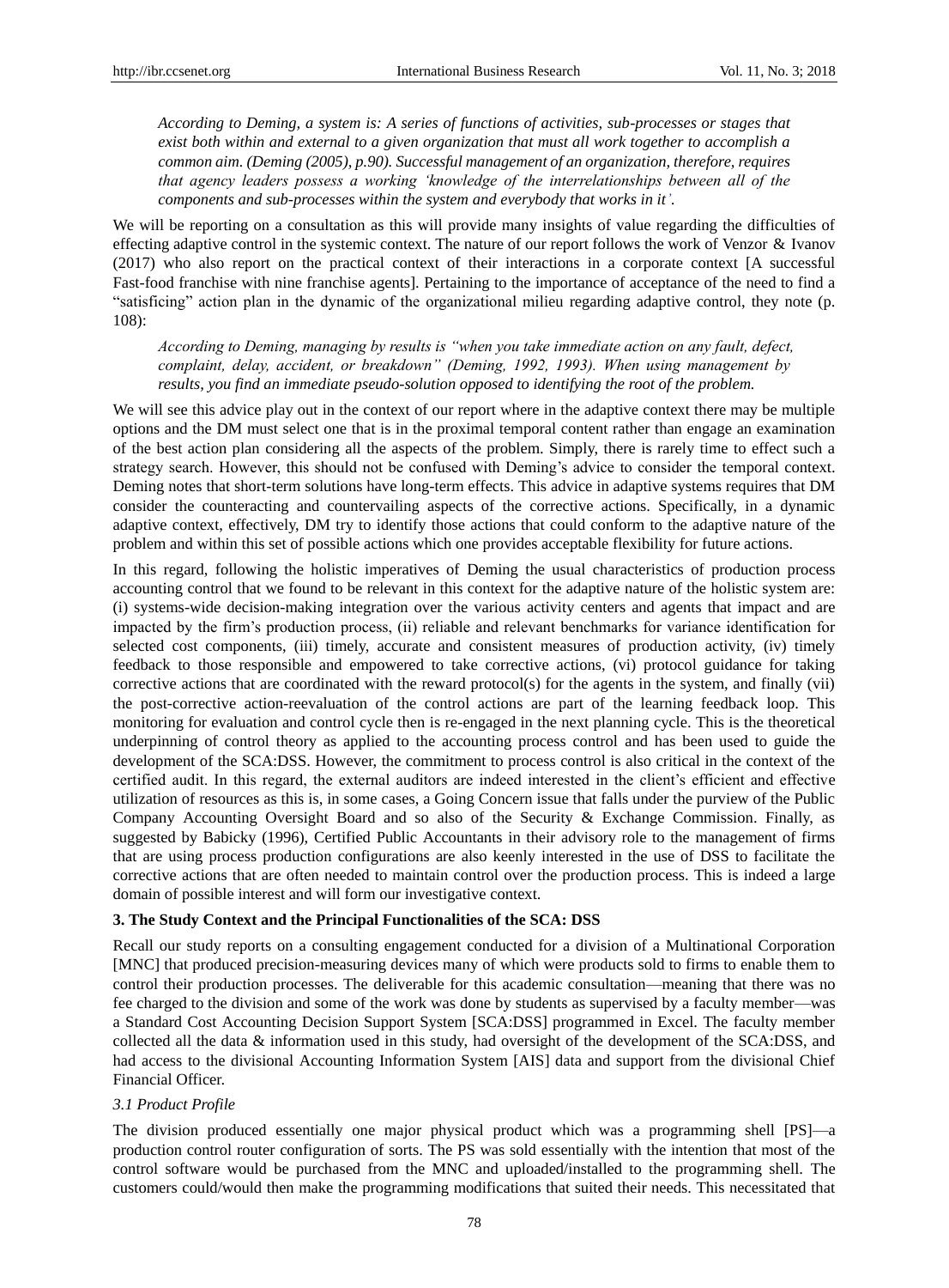*According to Deming, a system is: A series of functions of activities, sub-processes or stages that exist both within and external to a given organization that must all work together to accomplish a common aim. (Deming (2005), p.90). Successful management of an organization, therefore, requires that agency leaders possess a working 'knowledge of the interrelationships between all of the components and sub-processes within the system and everybody that works in it'.*

We will be reporting on a consultation as this will provide many insights of value regarding the difficulties of effecting adaptive control in the systemic context. The nature of our report follows the work of Venzor & Ivanov (2017) who also report on the practical context of their interactions in a corporate context [A successful Fast-food franchise with nine franchise agents]. Pertaining to the importance of acceptance of the need to find a "satisficing" action plan in the dynamic of the organizational milieu regarding adaptive control, they note (p. 108):

*According to Deming, managing by results is "when you take immediate action on any fault, defect, complaint, delay, accident, or breakdown" (Deming, 1992, 1993). When using management by results, you find an immediate pseudo-solution opposed to identifying the root of the problem.*

We will see this advice play out in the context of our report where in the adaptive context there may be multiple options and the DM must select one that is in the proximal temporal content rather than engage an examination of the best action plan considering all the aspects of the problem. Simply, there is rarely time to effect such a strategy search. However, this should not be confused with Deming's advice to consider the temporal context. Deming notes that short-term solutions have long-term effects. This advice in adaptive systems requires that DM consider the counteracting and countervailing aspects of the corrective actions. Specifically, in a dynamic adaptive context, effectively, DM try to identify those actions that could conform to the adaptive nature of the problem and within this set of possible actions which one provides acceptable flexibility for future actions.

In this regard, following the holistic imperatives of Deming the usual characteristics of production process accounting control that we found to be relevant in this context for the adaptive nature of the holistic system are: (i) systems-wide decision-making integration over the various activity centers and agents that impact and are impacted by the firm's production process, (ii) reliable and relevant benchmarks for variance identification for selected cost components, (iii) timely, accurate and consistent measures of production activity, (iv) timely feedback to those responsible and empowered to take corrective actions, (vi) protocol guidance for taking corrective actions that are coordinated with the reward protocol(s) for the agents in the system, and finally (vii) the post-corrective action-reevaluation of the control actions are part of the learning feedback loop. This monitoring for evaluation and control cycle then is re-engaged in the next planning cycle. This is the theoretical underpinning of control theory as applied to the accounting process control and has been used to guide the development of the SCA:DSS. However, the commitment to process control is also critical in the context of the certified audit. In this regard, the external auditors are indeed interested in the client's efficient and effective utilization of resources as this is, in some cases, a Going Concern issue that falls under the purview of the Public Company Accounting Oversight Board and so also of the Security & Exchange Commission. Finally, as suggested by Babicky (1996), Certified Public Accountants in their advisory role to the management of firms that are using process production configurations are also keenly interested in the use of DSS to facilitate the corrective actions that are often needed to maintain control over the production process. This is indeed a large domain of possible interest and will form our investigative context.

## 3. The Study Context and the Principal Functionalities of the SCA: DSS

Recall our study reports on a consulting engagement conducted for a division of a Multinational Corporation [MNC] that produced precision-measuring devices many of which were products sold to firms to enable them to control their production processes. The deliverable for this academic consultation—meaning that there was no fee charged to the division and some of the work was done by students as supervised by a faculty member—was a Standard Cost Accounting Decision Support System [SCA:DSS] programmed in Excel. The faculty member collected all the data & information used in this study, had oversight of the development of the SCA:DSS, and had access to the divisional Accounting Information System [AIS] data and support from the divisional Chief Financial Officer.

### *3.1 Product Profile*

The division produced essentially one major physical product which was a programming shell [PS]—a production control router configuration of sorts. The PS was sold essentially with the intention that most of the control software would be purchased from the MNC and uploaded/installed to the programming shell. The customers could/would then make the programming modifications that suited their needs. This necessitated that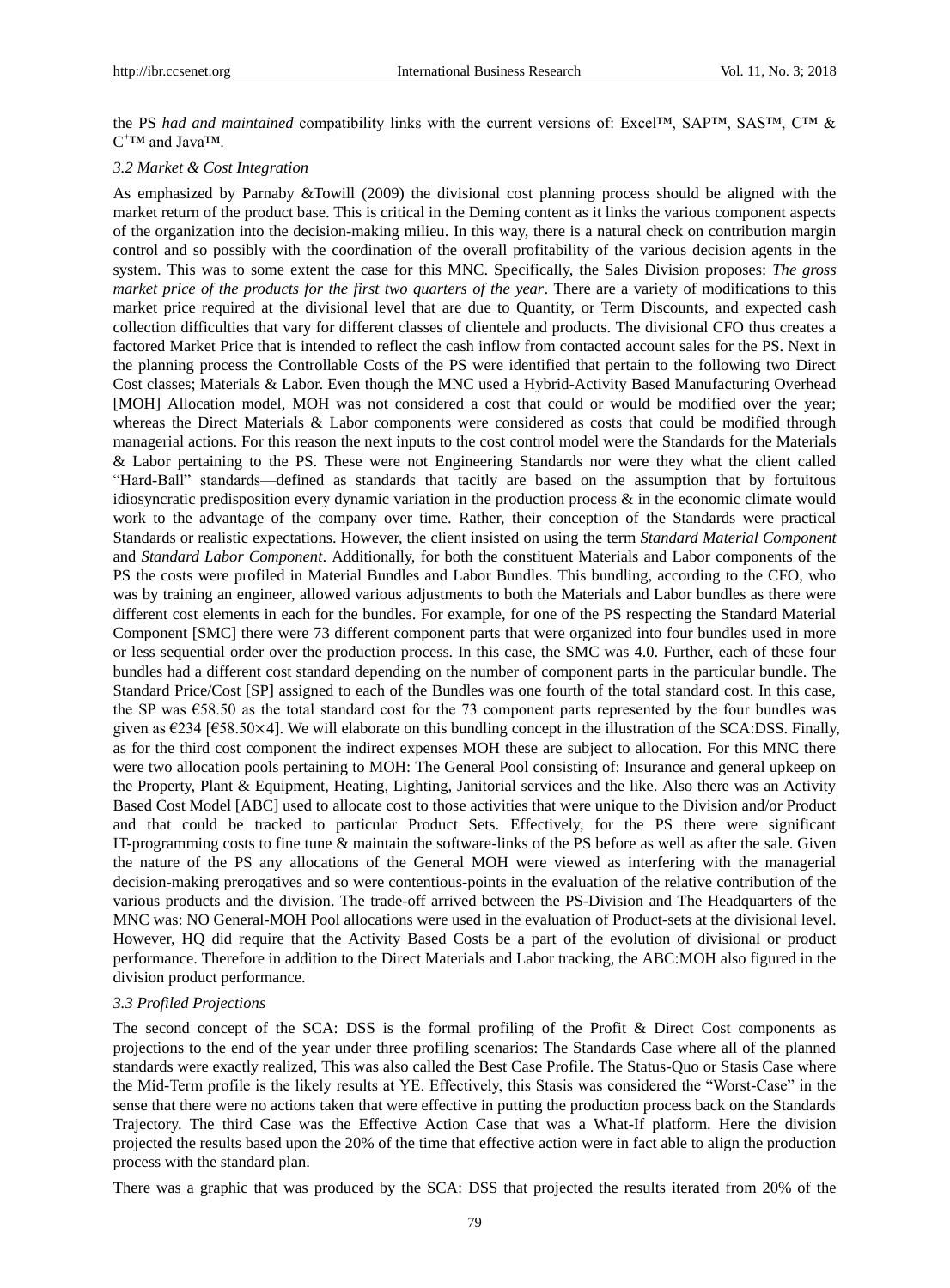the PS *had and maintained* compatibility links with the current versions of: Excel™, SAP™, SAS™, C™ & C⁺™ and Java™.

### 3.2 Market & Cost Integration

As emphasized by Parnaby &Towill (2009) the divisional cost planning process should be aligned with the market return of the product base. This is critical in the Deming content as it links the various component aspects of the organization into the decision-making milieu. In this way, there is a natural check on contribution margin control and so possibly with the coordination of the overall profitability of the various decision agents in the system. This was to some extent the case for this MNC. Specifically, the Sales Division proposes: *The gross market price of the products for the first two quarters of the year*. There are a variety of modifications to this market price required at the divisional level that are due to Quantity, or Term Discounts, and expected cash collection difficulties that vary for different classes of clientele and products. The divisional CFO thus creates a factored Market Price that is intended to reflect the cash inflow from contacted account sales for the PS. Next in the planning process the Controllable Costs of the PS were identified that pertain to the following two Direct Cost classes; Materials & Labor. Even though the MNC used a Hybrid-Activity Based Manufacturing Overhead [MOH] Allocation model, MOH was not considered a cost that could or would be modified over the year; whereas the Direct Materials & Labor components were considered as costs that could be modified through managerial actions. For this reason the next inputs to the cost control model were the Standards for the Materials & Labor pertaining to the PS. These were not Engineering Standards nor were they what the client called "Hard-Ball" standards—defined as standards that tacitly are based on the assumption that by fortuitous idiosyncratic predisposition every dynamic variation in the production process & in the economic climate would work to the advantage of the company over time. Rather, their conception of the Standards were practical Standards or realistic expectations. However, the client insisted on using the term *Standard Material Component* and *Standard Labor Component*. Additionally, for both the constituent Materials and Labor components of the PS the costs were profiled in Material Bundles and Labor Bundles. This bundling, according to the CFO, who was by training an engineer, allowed various adjustments to both the Materials and Labor bundles as there were different cost elements in each for the bundles. For example, for one of the PS respecting the Standard Material Component [SMC] there were 73 different component parts that were organized into four bundles used in more or less sequential order over the production process. In this case, the SMC was 4.0. Further, each of these four bundles had a different cost standard depending on the number of component parts in the particular bundle. The Standard Price/Cost [SP] assigned to each of the Bundles was one fourth of the total standard cost. In this case, the SP was €58.50 as the total standard cost for the 73 component parts represented by the four bundles was given as €234 [€58.50×4]. We will elaborate on this bundling concept in the illustration of the SCA:DSS. Finally, as for the third cost component the indirect expenses MOH these are subject to allocation. For this MNC there were two allocation pools pertaining to MOH: The General Pool consisting of: Insurance and general upkeep on the Property, Plant & Equipment, Heating, Lighting, Janitorial services and the like. Also there was an Activity Based Cost Model [ABC] used to allocate cost to those activities that were unique to the Division and/or Product and that could be tracked to particular Product Sets. Effectively, for the PS there were significant IT-programming costs to fine tune & maintain the software-links of the PS before as well as after the sale. Given the nature of the PS any allocations of the General MOH were viewed as interfering with the managerial decision-making prerogatives and so were contentious-points in the evaluation of the relative contribution of the various products and the division. The trade-off arrived between the PS-Division and The Headquarters of the MNC was: NO General-MOH Pool allocations were used in the evaluation of Product-sets at the divisional level. However, HQ did require that the Activity Based Costs be a part of the evolution of divisional or product performance. Therefore in addition to the Direct Materials and Labor tracking, the ABC:MOH also figured in the division product performance.

### 3.3 Profiled Projections

The second concept of the SCA: DSS is the formal profiling of the Profit & Direct Cost components as projections to the end of the year under three profiling scenarios: The Standards Case where all of the planned standards were exactly realized, This was also called the Best Case Profile. The Status-Quo or Stasis Case where the Mid-Term profile is the likely results at YE. Effectively, this Stasis was considered the "Worst-Case" in the sense that there were no actions taken that were effective in putting the production process back on the Standards Trajectory. The third Case was the Effective Action Case that was a What-If platform. Here the division projected the results based upon the 20% of the time that effective action were in fact able to align the production process with the standard plan.

There was a graphic that was produced by the SCA: DSS that projected the results iterated from 20% of the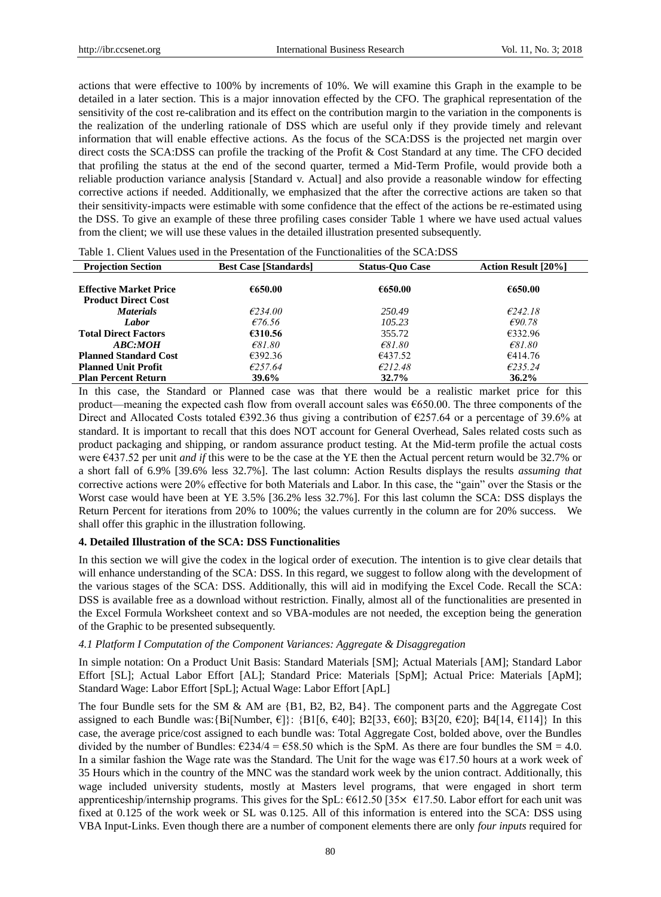actions that were effective to 100% by increments of 10%. We will examine this Graph in the example to be detailed in a later section. This is a major innovation effected by the CFO. The graphical representation of the sensitivity of the cost re-calibration and its effect on the contribution margin to the variation in the components is the realization of the underling rationale of DSS which are useful only if they provide timely and relevant information that will enable effective actions. As the focus of the SCA:DSS is the projected net margin over direct costs the SCA:DSS can profile the tracking of the Profit & Cost Standard at any time. The CFO decided that profiling the status at the end of the second quarter, termed a Mid-Term Profile, would provide both a reliable production variance analysis [Standard v. Actual] and also provide a reasonable window for effecting corrective actions if needed. Additionally, we emphasized that the after the corrective actions are taken so that their sensitivity-impacts were estimable with some confidence that the effect of the actions be re-estimated using the DSS. To give an example of these three profiling cases consider Table 1 where we have used actual values from the client; we will use these values in the detailed illustration presented subsequently.

Table 1. Client Values used in the Presentation of the Functionalities of the SCA:DSS

| Projection Section | Best Case [Standards] | Status-Quo Case | Action Result [20%] |
|---|---|---|---|
| **Effective Market Price** | **€650.00** | **€650.00** | **€650.00** |
| **Product Direct Cost** | | | |
| ***Materials*** | *€234.00* | *250.49* | *€242.18* |
| ***Labor*** | *€76.56* | *105.23* | *€90.78* |
| **Total Direct Factors** | **€310.56** | 355.72 | €332.96 |
| ***ABC:MOH*** | *€81.80* | *€81.80* | *€81.80* |
| **Planned Standard Cost** | €392.36 | €437.52 | €414.76 |
| **Planned Unit Profit** | *€257.64* | *€212.48* | *€235.24* |
| **Plan Percent Return** | **39.6%** | **32.7%** | **36.2%** |

In this case, the Standard or Planned case was that there would be a realistic market price for this product—meaning the expected cash flow from overall account sales was €650.00. The three components of the Direct and Allocated Costs totaled €392.36 thus giving a contribution of €257.64 or a percentage of 39.6% at standard. It is important to recall that this does NOT account for General Overhead, Sales related costs such as product packaging and shipping, or random assurance product testing. At the Mid-term profile the actual costs were €437.52 per unit *and if* this were to be the case at the YE then the Actual percent return would be 32.7% or a short fall of 6.9% [39.6% less 32.7%]. The last column: Action Results displays the results *assuming that* corrective actions were 20% effective for both Materials and Labor. In this case, the "gain" over the Stasis or the Worst case would have been at YE 3.5% [36.2% less 32.7%]. For this last column the SCA: DSS displays the Return Percent for iterations from 20% to 100%; the values currently in the column are for 20% success. We shall offer this graphic in the illustration following.

## 4. Detailed Illustration of the SCA: DSS Functionalities

In this section we will give the codex in the logical order of execution. The intention is to give clear details that will enhance understanding of the SCA: DSS. In this regard, we suggest to follow along with the development of the various stages of the SCA: DSS. Additionally, this will aid in modifying the Excel Code. Recall the SCA: DSS is available free as a download without restriction. Finally, almost all of the functionalities are presented in the Excel Formula Worksheet context and so VBA-modules are not needed, the exception being the generation of the Graphic to be presented subsequently.

### *4.1 Platform I Computation of the Component Variances: Aggregate & Disaggregation*

In simple notation: On a Product Unit Basis: Standard Materials [SM]; Actual Materials [AM]; Standard Labor Effort [SL]; Actual Labor Effort [AL]; Standard Price: Materials [SpM]; Actual Price: Materials [ApM]; Standard Wage: Labor Effort [SpL]; Actual Wage: Labor Effort [ApL]

The four Bundle sets for the SM & AM are {B1, B2, B2, B4}. The component parts and the Aggregate Cost assigned to each Bundle was:{Bi[Number, €]}: {B1[6, €40]; B2[33, €60]; B3[20, €20]; B4[14, €114]} In this case, the average price/cost assigned to each bundle was: Total Aggregate Cost, bolded above, over the Bundles divided by the number of Bundles: €234/4 = €58.50 which is the SpM. As there are four bundles the SM = 4.0. In a similar fashion the Wage rate was the Standard. The Unit for the wage was €17.50 hours at a work week of 35 Hours which in the country of the MNC was the standard work week by the union contract. Additionally, this wage included university students, mostly at Masters level programs, that were engaged in short term apprenticeship/internship programs. This gives for the SpL: €612.50 [35× €17.50. Labor effort for each unit was fixed at 0.125 of the work week or SL was 0.125. All of this information is entered into the SCA: DSS using VBA Input-Links. Even though there are a number of component elements there are only *four inputs* required for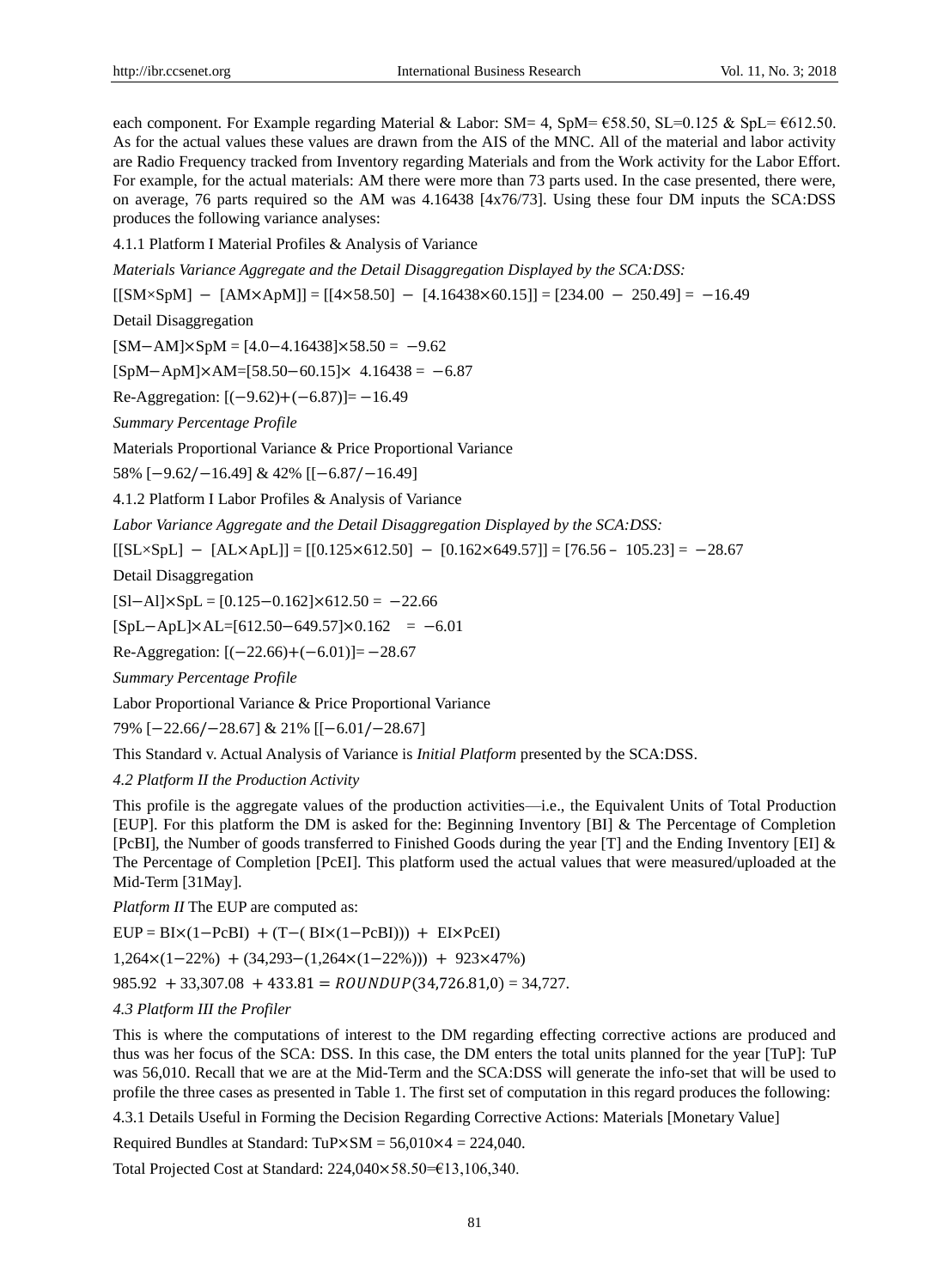each component. For Example regarding Material & Labor: SM= 4, SpM= €58.50, SL=0.125 & SpL= €612.50. As for the actual values these values are drawn from the AIS of the MNC. All of the material and labor activity are Radio Frequency tracked from Inventory regarding Materials and from the Work activity for the Labor Effort. For example, for the actual materials: AM there were more than 73 parts used. In the case presented, there were, on average, 76 parts required so the AM was 4.16438 [4x76/73]. Using these four DM inputs the SCA:DSS produces the following variance analyses:

#### 4.1.1 Platform I Material Profiles & Analysis of Variance

*Materials Variance Aggregate and the Detail Disaggregation Displayed by the SCA:DSS:*

$[[SM \times SpM] - [AM \times ApM]] = [[4 \times 58.50] - [4.16438 \times 60.15]] = [234.00 - 250.49] = -16.49$

Detail Disaggregation

$[SM - AM] \times SpM = [4.0 - 4.16438] \times 58.50 = -9.62$

$[SpM - ApM] \times AM = [58.50 - 60.15] \times 4.16438 = -6.87$

Re-Aggregation: $[(-9.62) + (-6.87)] = -16.49$

*Summary Percentage Profile*

Materials Proportional Variance & Price Proportional Variance

58% $[-9.62/-16.49]$ & 42% $[[-6.87/-16.49]$

#### 4.1.2 Platform I Labor Profiles & Analysis of Variance

*Labor Variance Aggregate and the Detail Disaggregation Displayed by the SCA:DSS:*

$[[SL \times SpL] - [AL \times ApL]] = [[0.125 \times 612.50] - [0.162 \times 649.57]] = [76.56 - 105.23] = -28.67$

Detail Disaggregation

$[Sl - Al] \times SpL = [0.125 - 0.162] \times 612.50 = -22.66$

$[SpL - ApL] \times AL = [612.50 - 649.57] \times 0.162 = -6.01$

Re-Aggregation: $[(-22.66) + (-6.01)] = -28.67$

*Summary Percentage Profile*

Labor Proportional Variance & Price Proportional Variance

79% $[-22.66/-28.67]$ & 21% $[[-6.01/-28.67]$

This Standard v. Actual Analysis of Variance is *Initial Platform* presented by the SCA:DSS.

### *4.2 Platform II the Production Activity*

This profile is the aggregate values of the production activities—i.e., the Equivalent Units of Total Production [EUP]. For this platform the DM is asked for the: Beginning Inventory [BI] & The Percentage of Completion [PcBI], the Number of goods transferred to Finished Goods during the year [T] and the Ending Inventory [EI] & The Percentage of Completion [PcEI]. This platform used the actual values that were measured/uploaded at the Mid-Term [31May].

*Platform II* The EUP are computed as:

$EUP = BI \times (1 - PcBI) + (T - (BI \times (1 - PcBI))) + EI \times PcEI)$

$1{,}264 \times (1 - 22\%) + (34{,}293 - (1{,}264 \times (1 - 22\%))) + 923 \times 47\%)$

$985.92 + 33{,}307.08 + 433.81 = ROUNDUP(34{,}726.81{,}0) = 34{,}727.$

### *4.3 Platform III the Profiler*

This is where the computations of interest to the DM regarding effecting corrective actions are produced and thus was her focus of the SCA: DSS. In this case, the DM enters the total units planned for the year [TuP]: TuP was 56,010. Recall that we are at the Mid-Term and the SCA:DSS will generate the info-set that will be used to profile the three cases as presented in Table 1. The first set of computation in this regard produces the following:

#### 4.3.1 Details Useful in Forming the Decision Regarding Corrective Actions: Materials [Monetary Value]

Required Bundles at Standard: $TuP \times SM = 56{,}010 \times 4 = 224{,}040$.

Total Projected Cost at Standard: $224{,}040 \times 58.50$=€13,106,340.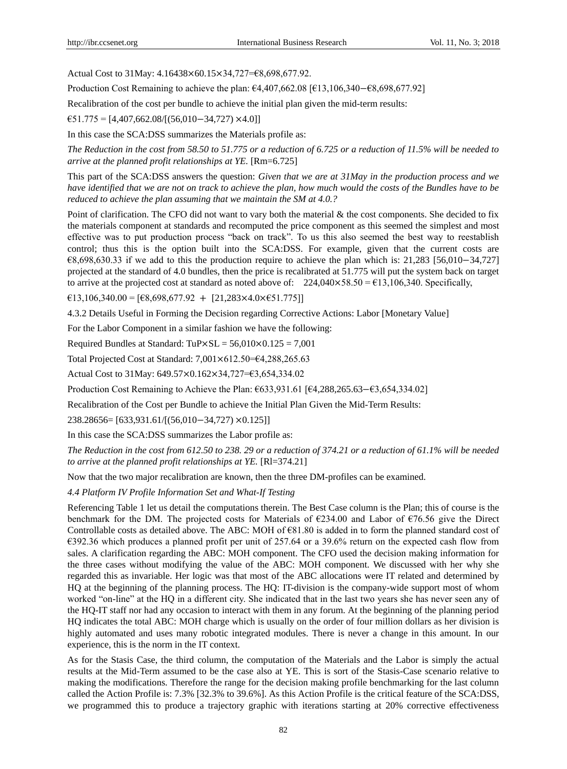Actual Cost to 31May: 4.16438×60.15×34,727=€8,698,677.92.

Production Cost Remaining to achieve the plan: €4,407,662.08 [€13,106,340−€8,698,677.92]

Recalibration of the cost per bundle to achieve the initial plan given the mid-term results:

€51.775 = [4,407,662.08/[(56,010−34,727) ×4.0]]

In this case the SCA:DSS summarizes the Materials profile as:

*The Reduction in the cost from 58.50 to 51.775 or a reduction of 6.725 or a reduction of 11.5% will be needed to arrive at the planned profit relationships at YE.* [Rm=6.725]

This part of the SCA:DSS answers the question: *Given that we are at 31May in the production process and we have identified that we are not on track to achieve the plan, how much would the costs of the Bundles have to be reduced to achieve the plan assuming that we maintain the SM at 4.0.?*

Point of clarification. The CFO did not want to vary both the material & the cost components. She decided to fix the materials component at standards and recomputed the price component as this seemed the simplest and most effective was to put production process "back on track". To us this also seemed the best way to reestablish control; thus this is the option built into the SCA:DSS. For example, given that the current costs are €8,698,630.33 if we add to this the production require to achieve the plan which is: 21,283 [56,010−34,727] projected at the standard of 4.0 bundles, then the price is recalibrated at 51.775 will put the system back on target to arrive at the projected cost at standard as noted above of: 224,040×58.50 = €13,106,340. Specifically,

€13,106,340.00 = [€8,698,677.92 + [21,283×4.0×€51.775]]

4.3.2 Details Useful in Forming the Decision regarding Corrective Actions: Labor [Monetary Value]

For the Labor Component in a similar fashion we have the following:

Required Bundles at Standard: TuP×SL = 56,010×0.125 = 7,001

Total Projected Cost at Standard: 7,001×612.50=€4,288,265.63

Actual Cost to 31May: 649.57×0.162×34,727=€3,654,334.02

Production Cost Remaining to Achieve the Plan: €633,931.61 [€4,288,265.63−€3,654,334.02]

Recalibration of the Cost per Bundle to achieve the Initial Plan Given the Mid-Term Results:

238.28656= [633,931.61/[(56,010−34,727) ×0.125]]

In this case the SCA:DSS summarizes the Labor profile as:

*The Reduction in the cost from 612.50 to 238. 29 or a reduction of 374.21 or a reduction of 61.1% will be needed to arrive at the planned profit relationships at YE.* [Rl=374.21]

Now that the two major recalibration are known, then the three DM-profiles can be examined.

*4.4 Platform IV Profile Information Set and What-If Testing*

Referencing Table 1 let us detail the computations therein. The Best Case column is the Plan; this of course is the benchmark for the DM. The projected costs for Materials of €234.00 and Labor of €76.56 give the Direct Controllable costs as detailed above. The ABC: MOH of €81.80 is added in to form the planned standard cost of €392.36 which produces a planned profit per unit of 257.64 or a 39.6% return on the expected cash flow from sales. A clarification regarding the ABC: MOH component. The CFO used the decision making information for the three cases without modifying the value of the ABC: MOH component. We discussed with her why she regarded this as invariable. Her logic was that most of the ABC allocations were IT related and determined by HQ at the beginning of the planning process. The HQ: IT-division is the company-wide support most of whom worked "on-line" at the HQ in a different city. She indicated that in the last two years she has never seen any of the HQ-IT staff nor had any occasion to interact with them in any forum. At the beginning of the planning period HQ indicates the total ABC: MOH charge which is usually on the order of four million dollars as her division is highly automated and uses many robotic integrated modules. There is never a change in this amount. In our experience, this is the norm in the IT context.

As for the Stasis Case, the third column, the computation of the Materials and the Labor is simply the actual results at the Mid-Term assumed to be the case also at YE. This is sort of the Stasis-Case scenario relative to making the modifications. Therefore the range for the decision making profile benchmarking for the last column called the Action Profile is: 7.3% [32.3% to 39.6%]. As this Action Profile is the critical feature of the SCA:DSS, we programmed this to produce a trajectory graphic with iterations starting at 20% corrective effectiveness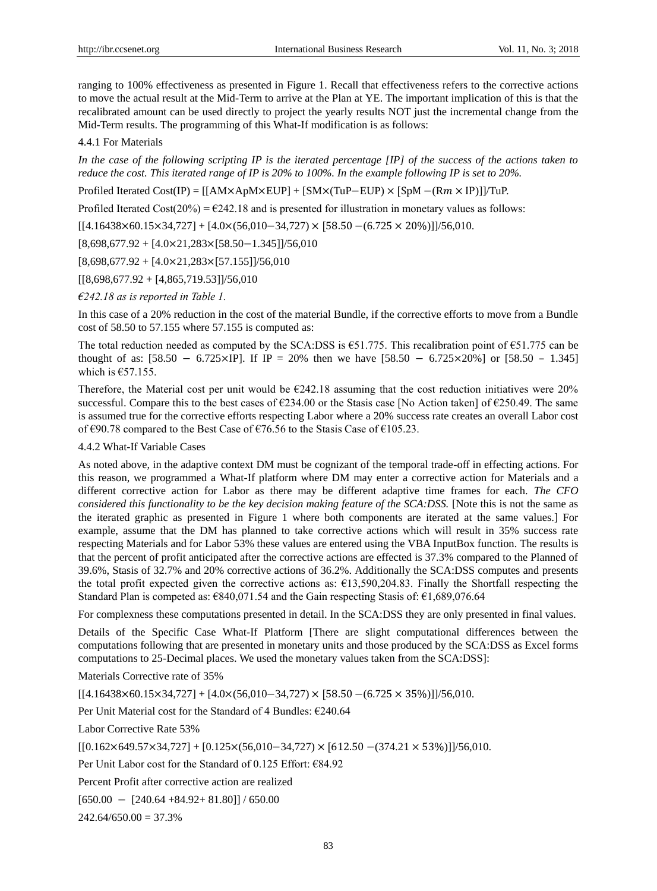ranging to 100% effectiveness as presented in Figure 1. Recall that effectiveness refers to the corrective actions to move the actual result at the Mid-Term to arrive at the Plan at YE. The important implication of this is that the recalibrated amount can be used directly to project the yearly results NOT just the incremental change from the Mid-Term results. The programming of this What-If modification is as follows:

4.4.1 For Materials

*In the case of the following scripting IP is the iterated percentage [IP] of the success of the actions taken to reduce the cost. This iterated range of IP is 20% to 100%. In the example following IP is set to 20%.*

Profiled Iterated Cost(IP) = $[[AM \times ApM \times EUP] + [SM \times (TuP - EUP) \times [SpM - (Rm \times IP)]]/TuP$.

Profiled Iterated Cost(20%) = €242.18 and is presented for illustration in monetary values as follows:

$[[4.16438 \times 60.15 \times 34{,}727] + [4.0 \times (56{,}010 - 34{,}727) \times [58.50 - (6.725 \times 20\%)]]/56{,}010$.

$[8{,}698{,}677.92 + [4.0 \times 21{,}283 \times [58.50 - 1.345]]/56{,}010$

$[8{,}698{,}677.92 + [4.0 \times 21{,}283 \times [57.155]]/56{,}010$

$[[8{,}698{,}677.92 + [4{,}865{,}719.53]]/56{,}010$

*€242.18 as is reported in Table 1.*

In this case of a 20% reduction in the cost of the material Bundle, if the corrective efforts to move from a Bundle cost of 58.50 to 57.155 where 57.155 is computed as:

The total reduction needed as computed by the SCA:DSS is €51.775. This recalibration point of €51.775 can be thought of as: $[58.50 - 6.725 \times IP]$. If IP = 20% then we have $[58.50 - 6.725 \times 20\%]$ or $[58.50 - 1.345]$ which is €57.155.

Therefore, the Material cost per unit would be €242.18 assuming that the cost reduction initiatives were 20% successful. Compare this to the best cases of €234.00 or the Stasis case [No Action taken] of €250.49. The same is assumed true for the corrective efforts respecting Labor where a 20% success rate creates an overall Labor cost of €90.78 compared to the Best Case of €76.56 to the Stasis Case of €105.23.

4.4.2 What-If Variable Cases

As noted above, in the adaptive context DM must be cognizant of the temporal trade-off in effecting actions. For this reason, we programmed a What-If platform where DM may enter a corrective action for Materials and a different corrective action for Labor as there may be different adaptive time frames for each. *The CFO considered this functionality to be the key decision making feature of the SCA:DSS.* [Note this is not the same as the iterated graphic as presented in Figure 1 where both components are iterated at the same values.] For example, assume that the DM has planned to take corrective actions which will result in 35% success rate respecting Materials and for Labor 53% these values are entered using the VBA InputBox function. The results is that the percent of profit anticipated after the corrective actions are effected is 37.3% compared to the Planned of 39.6%, Stasis of 32.7% and 20% corrective actions of 36.2%. Additionally the SCA:DSS computes and presents the total profit expected given the corrective actions as: €13,590,204.83. Finally the Shortfall respecting the Standard Plan is competed as: €840,071.54 and the Gain respecting Stasis of: €1,689,076.64

For complexness these computations presented in detail. In the SCA:DSS they are only presented in final values.

Details of the Specific Case What-If Platform [There are slight computational differences between the computations following that are presented in monetary units and those produced by the SCA:DSS as Excel forms computations to 25-Decimal places. We used the monetary values taken from the SCA:DSS]:

Materials Corrective rate of 35%

$[[4.16438 \times 60.15 \times 34{,}727] + [4.0 \times (56{,}010 - 34{,}727) \times [58.50 - (6.725 \times 35\%)]]/56{,}010$.

Per Unit Material cost for the Standard of 4 Bundles: €240.64

Labor Corrective Rate 53%

$[[0.162 \times 649.57 \times 34{,}727] + [0.125 \times (56{,}010 - 34{,}727) \times [612.50 - (374.21 \times 53\%)]]/56{,}010$.

Per Unit Labor cost for the Standard of 0.125 Effort: €84.92

Percent Profit after corrective action are realized

$[650.00 - [240.64 + 84.92 + 81.80]] / 650.00$

$242.64/650.00 = 37.3\%$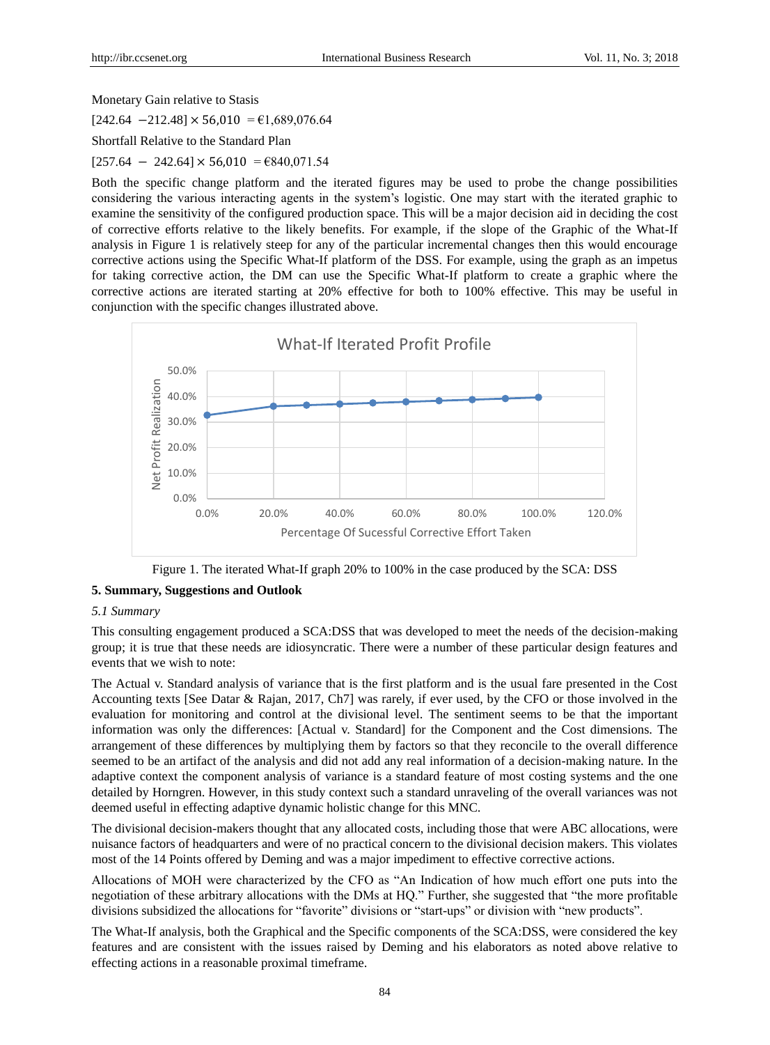Monetary Gain relative to Stasis

$[242.64 - 212.48] \times 56{,}010 = €1{,}689{,}076.64$

Shortfall Relative to the Standard Plan

$[257.64 - 242.64] \times 56{,}010 = €840{,}071.54$

Both the specific change platform and the iterated figures may be used to probe the change possibilities considering the various interacting agents in the system's logistic. One may start with the iterated graphic to examine the sensitivity of the configured production space. This will be a major decision aid in deciding the cost of corrective efforts relative to the likely benefits. For example, if the slope of the Graphic of the What-If analysis in Figure 1 is relatively steep for any of the particular incremental changes then this would encourage corrective actions using the Specific What-If platform of the DSS. For example, using the graph as an impetus for taking corrective action, the DM can use the Specific What-If platform to create a graphic where the corrective actions are iterated starting at 20% effective for both to 100% effective. This may be useful in conjunction with the specific changes illustrated above.

Figure 1. The iterated What-If graph 20% to 100% in the case produced by the SCA: DSS

## 5. Summary, Suggestions and Outlook

### *5.1 Summary*

This consulting engagement produced a SCA:DSS that was developed to meet the needs of the decision-making group; it is true that these needs are idiosyncratic. There were a number of these particular design features and events that we wish to note:

The Actual v. Standard analysis of variance that is the first platform and is the usual fare presented in the Cost Accounting texts [See Datar & Rajan, 2017, Ch7] was rarely, if ever used, by the CFO or those involved in the evaluation for monitoring and control at the divisional level. The sentiment seems to be that the important information was only the differences: [Actual v. Standard] for the Component and the Cost dimensions. The arrangement of these differences by multiplying them by factors so that they reconcile to the overall difference seemed to be an artifact of the analysis and did not add any real information of a decision-making nature. In the adaptive context the component analysis of variance is a standard feature of most costing systems and the one detailed by Horngren. However, in this study context such a standard unraveling of the overall variances was not deemed useful in effecting adaptive dynamic holistic change for this MNC.

The divisional decision-makers thought that any allocated costs, including those that were ABC allocations, were nuisance factors of headquarters and were of no practical concern to the divisional decision makers. This violates most of the 14 Points offered by Deming and was a major impediment to effective corrective actions.

Allocations of MOH were characterized by the CFO as "An Indication of how much effort one puts into the negotiation of these arbitrary allocations with the DMs at HQ." Further, she suggested that "the more profitable divisions subsidized the allocations for "favorite" divisions or "start-ups" or division with "new products".

The What-If analysis, both the Graphical and the Specific components of the SCA:DSS, were considered the key features and are consistent with the issues raised by Deming and his elaborators as noted above relative to effecting actions in a reasonable proximal timeframe.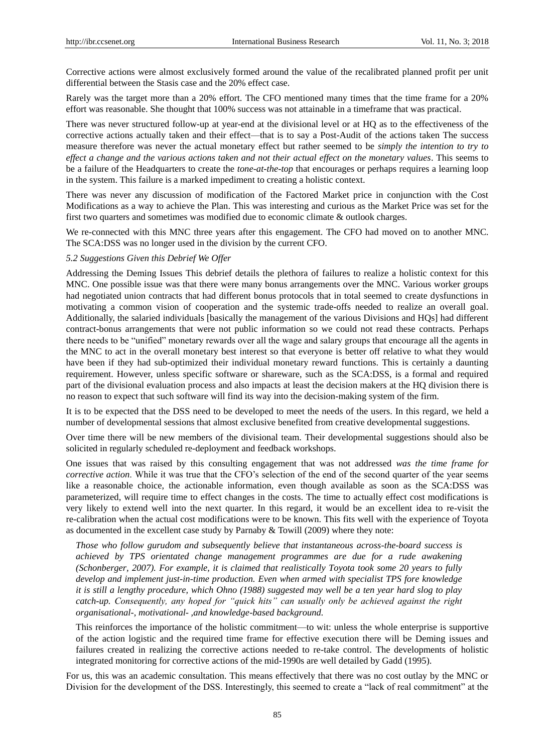Corrective actions were almost exclusively formed around the value of the recalibrated planned profit per unit differential between the Stasis case and the 20% effect case.

Rarely was the target more than a 20% effort. The CFO mentioned many times that the time frame for a 20% effort was reasonable. She thought that 100% success was not attainable in a timeframe that was practical.

There was never structured follow-up at year-end at the divisional level or at HQ as to the effectiveness of the corrective actions actually taken and their effect—that is to say a Post-Audit of the actions taken The success measure therefore was never the actual monetary effect but rather seemed to be *simply the intention to try to effect a change and the various actions taken and not their actual effect on the monetary values*. This seems to be a failure of the Headquarters to create the *tone-at-the-top* that encourages or perhaps requires a learning loop in the system. This failure is a marked impediment to creating a holistic context.

There was never any discussion of modification of the Factored Market price in conjunction with the Cost Modifications as a way to achieve the Plan. This was interesting and curious as the Market Price was set for the first two quarters and sometimes was modified due to economic climate & outlook charges.

We re-connected with this MNC three years after this engagement. The CFO had moved on to another MNC. The SCA:DSS was no longer used in the division by the current CFO.

*5.2 Suggestions Given this Debrief We Offer*

Addressing the Deming Issues This debrief details the plethora of failures to realize a holistic context for this MNC. One possible issue was that there were many bonus arrangements over the MNC. Various worker groups had negotiated union contracts that had different bonus protocols that in total seemed to create dysfunctions in motivating a common vision of cooperation and the systemic trade-offs needed to realize an overall goal. Additionally, the salaried individuals [basically the management of the various Divisions and HQs] had different contract-bonus arrangements that were not public information so we could not read these contracts. Perhaps there needs to be "unified" monetary rewards over all the wage and salary groups that encourage all the agents in the MNC to act in the overall monetary best interest so that everyone is better off relative to what they would have been if they had sub-optimized their individual monetary reward functions. This is certainly a daunting requirement. However, unless specific software or shareware, such as the SCA:DSS, is a formal and required part of the divisional evaluation process and also impacts at least the decision makers at the HQ division there is no reason to expect that such software will find its way into the decision-making system of the firm.

It is to be expected that the DSS need to be developed to meet the needs of the users. In this regard, we held a number of developmental sessions that almost exclusive benefited from creative developmental suggestions.

Over time there will be new members of the divisional team. Their developmental suggestions should also be solicited in regularly scheduled re-deployment and feedback workshops.

One issues that was raised by this consulting engagement that was not addressed *was the time frame for corrective action*. While it was true that the CFO's selection of the end of the second quarter of the year seems like a reasonable choice, the actionable information, even though available as soon as the SCA:DSS was parameterized, will require time to effect changes in the costs. The time to actually effect cost modifications is very likely to extend well into the next quarter. In this regard, it would be an excellent idea to re-visit the re-calibration when the actual cost modifications were to be known. This fits well with the experience of Toyota as documented in the excellent case study by Parnaby & Towill (2009) where they note:

> *Those who follow gurudom and subsequently believe that instantaneous across-the-board success is achieved by TPS orientated change management programmes are due for a rude awakening (Schonberger, 2007). For example, it is claimed that realistically Toyota took some 20 years to fully develop and implement just-in-time production. Even when armed with specialist TPS fore knowledge it is still a lengthy procedure, which Ohno (1988) suggested may well be a ten year hard slog to play catch-up. Consequently, any hoped for "quick hits" can usually only be achieved against the right organisational-, motivational- ,and knowledge-based background.*
>
> This reinforces the importance of the holistic commitment—to wit: unless the whole enterprise is supportive of the action logistic and the required time frame for effective execution there will be Deming issues and failures created in realizing the corrective actions needed to re-take control. The developments of holistic integrated monitoring for corrective actions of the mid-1990s are well detailed by Gadd (1995).

For us, this was an academic consultation. This means effectively that there was no cost outlay by the MNC or Division for the development of the DSS. Interestingly, this seemed to create a "lack of real commitment" at the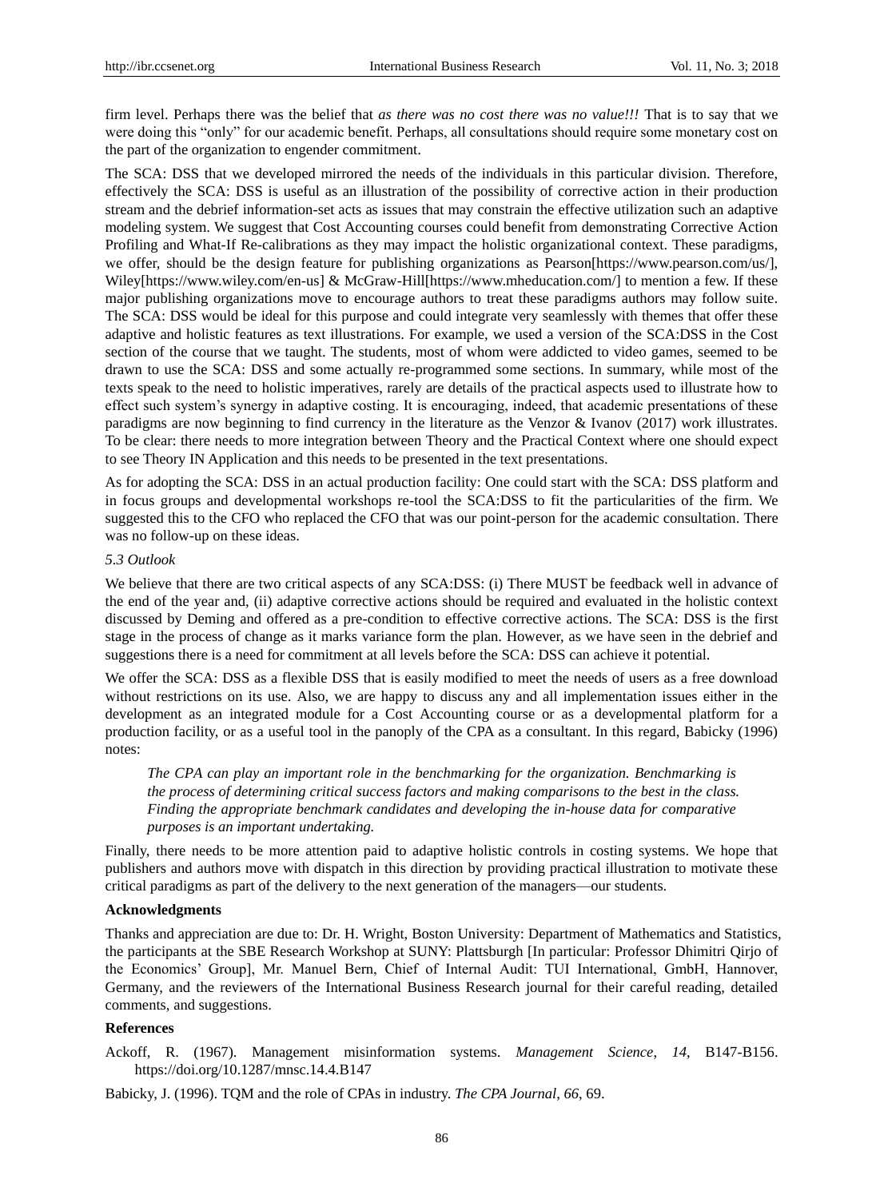firm level. Perhaps there was the belief that *as there was no cost there was no value!!!* That is to say that we were doing this "only" for our academic benefit. Perhaps, all consultations should require some monetary cost on the part of the organization to engender commitment.

The SCA: DSS that we developed mirrored the needs of the individuals in this particular division. Therefore, effectively the SCA: DSS is useful as an illustration of the possibility of corrective action in their production stream and the debrief information-set acts as issues that may constrain the effective utilization such an adaptive modeling system. We suggest that Cost Accounting courses could benefit from demonstrating Corrective Action Profiling and What-If Re-calibrations as they may impact the holistic organizational context. These paradigms, we offer, should be the design feature for publishing organizations as Pearson[https://www.pearson.com/us/], Wiley[https://www.wiley.com/en-us] & McGraw-Hill[https://www.mheducation.com/] to mention a few. If these major publishing organizations move to encourage authors to treat these paradigms authors may follow suite. The SCA: DSS would be ideal for this purpose and could integrate very seamlessly with themes that offer these adaptive and holistic features as text illustrations. For example, we used a version of the SCA:DSS in the Cost section of the course that we taught. The students, most of whom were addicted to video games, seemed to be drawn to use the SCA: DSS and some actually re-programmed some sections. In summary, while most of the texts speak to the need to holistic imperatives, rarely are details of the practical aspects used to illustrate how to effect such system's synergy in adaptive costing. It is encouraging, indeed, that academic presentations of these paradigms are now beginning to find currency in the literature as the Venzor & Ivanov (2017) work illustrates. To be clear: there needs to more integration between Theory and the Practical Context where one should expect to see Theory IN Application and this needs to be presented in the text presentations.

As for adopting the SCA: DSS in an actual production facility: One could start with the SCA: DSS platform and in focus groups and developmental workshops re-tool the SCA:DSS to fit the particularities of the firm. We suggested this to the CFO who replaced the CFO that was our point-person for the academic consultation. There was no follow-up on these ideas.

*5.3 Outlook*

We believe that there are two critical aspects of any SCA:DSS: (i) There MUST be feedback well in advance of the end of the year and, (ii) adaptive corrective actions should be required and evaluated in the holistic context discussed by Deming and offered as a pre-condition to effective corrective actions. The SCA: DSS is the first stage in the process of change as it marks variance form the plan. However, as we have seen in the debrief and suggestions there is a need for commitment at all levels before the SCA: DSS can achieve it potential.

We offer the SCA: DSS as a flexible DSS that is easily modified to meet the needs of users as a free download without restrictions on its use. Also, we are happy to discuss any and all implementation issues either in the development as an integrated module for a Cost Accounting course or as a developmental platform for a production facility, or as a useful tool in the panoply of the CPA as a consultant. In this regard, Babicky (1996) notes:

> *The CPA can play an important role in the benchmarking for the organization. Benchmarking is the process of determining critical success factors and making comparisons to the best in the class. Finding the appropriate benchmark candidates and developing the in-house data for comparative purposes is an important undertaking.*

Finally, there needs to be more attention paid to adaptive holistic controls in costing systems. We hope that publishers and authors move with dispatch in this direction by providing practical illustration to motivate these critical paradigms as part of the delivery to the next generation of the managers—our students.

**Acknowledgments**

Thanks and appreciation are due to: Dr. H. Wright, Boston University: Department of Mathematics and Statistics, the participants at the SBE Research Workshop at SUNY: Plattsburgh [In particular: Professor Dhimitri Qirjo of the Economics' Group], Mr. Manuel Bern, Chief of Internal Audit: TUI International, GmbH, Hannover, Germany, and the reviewers of the International Business Research journal for their careful reading, detailed comments, and suggestions.

**References**

Ackoff, R. (1967). Management misinformation systems. *Management Science, 14*, B147-B156. https://doi.org/10.1287/mnsc.14.4.B147

Babicky, J. (1996). TQM and the role of CPAs in industry. *The CPA Journal, 66*, 69.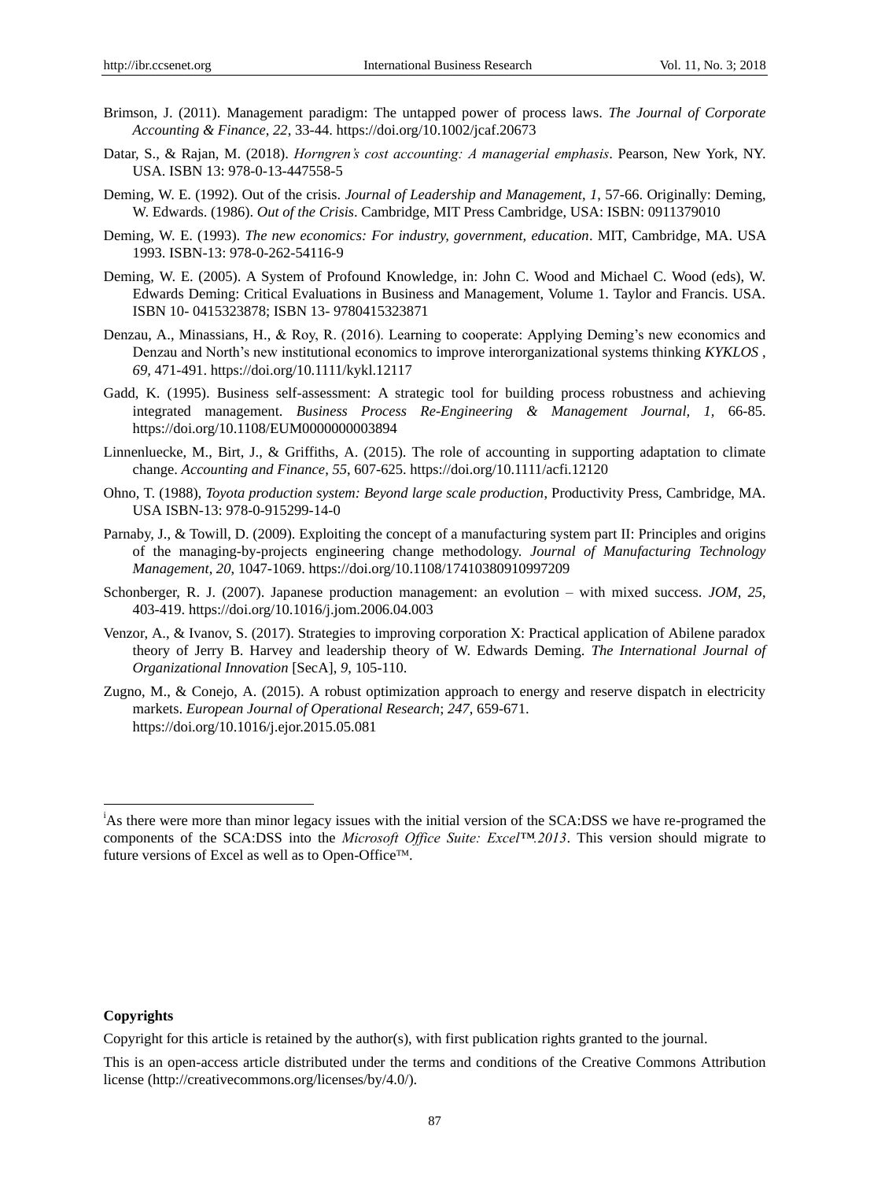Brimson, J. (2011). Management paradigm: The untapped power of process laws. *The Journal of Corporate Accounting & Finance*, *22*, 33-44. https://doi.org/10.1002/jcaf.20673

Datar, S., & Rajan, M. (2018). *Horngren's cost accounting: A managerial emphasis*. Pearson, New York, NY. USA. ISBN 13: 978-0-13-447558-5

Deming, W. E. (1992). Out of the crisis. *Journal of Leadership and Management*, *1*, 57-66. Originally: Deming, W. Edwards. (1986). *Out of the Crisis*. Cambridge, MIT Press Cambridge, USA: ISBN: 0911379010

Deming, W. E. (1993). *The new economics: For industry, government, education*. MIT, Cambridge, MA. USA 1993. ISBN-13: 978-0-262-54116-9

Deming, W. E. (2005). A System of Profound Knowledge, in: John C. Wood and Michael C. Wood (eds), W. Edwards Deming: Critical Evaluations in Business and Management, Volume 1. Taylor and Francis. USA. ISBN 10- 0415323878; ISBN 13- 9780415323871

Denzau, A., Minassians, H., & Roy, R. (2016). Learning to cooperate: Applying Deming's new economics and Denzau and North's new institutional economics to improve interorganizational systems thinking *KYKLOS* , *69*, 471-491. https://doi.org/10.1111/kykl.12117

Gadd, K. (1995). Business self-assessment: A strategic tool for building process robustness and achieving integrated management. *Business Process Re-Engineering & Management Journal, 1*, 66-85. https://doi.org/10.1108/EUM0000000003894

Linnenluecke, M., Birt, J., & Griffiths, A. (2015). The role of accounting in supporting adaptation to climate change. *Accounting and Finance*, *55*, 607-625. https://doi.org/10.1111/acfi.12120

Ohno, T. (1988), *Toyota production system: Beyond large scale production*, Productivity Press, Cambridge, MA. USA ISBN-13: 978-0-915299-14-0

Parnaby, J., & Towill, D. (2009). Exploiting the concept of a manufacturing system part II: Principles and origins of the managing-by-projects engineering change methodology. *Journal of Manufacturing Technology Management*, *20*, 1047-1069. https://doi.org/10.1108/17410380910997209

Schonberger, R. J. (2007). Japanese production management: an evolution – with mixed success. *JOM*, *25*, 403-419. https://doi.org/10.1016/j.jom.2006.04.003

Venzor, A., & Ivanov, S. (2017). Strategies to improving corporation X: Practical application of Abilene paradox theory of Jerry B. Harvey and leadership theory of W. Edwards Deming. *The International Journal of Organizational Innovation* [SecA], *9*, 105-110.

Zugno, M., & Conejo, A. (2015). A robust optimization approach to energy and reserve dispatch in electricity markets. *European Journal of Operational Research*; *247*, 659-671. https://doi.org/10.1016/j.ejor.2015.05.081

---

[i] As there were more than minor legacy issues with the initial version of the SCA:DSS we have re-programed the components of the SCA:DSS into the *Microsoft Office Suite: Excel™.2013*. This version should migrate to future versions of Excel as well as to Open-Office™.

**Copyrights**

Copyright for this article is retained by the author(s), with first publication rights granted to the journal.

This is an open-access article distributed under the terms and conditions of the Creative Commons Attribution license (http://creativecommons.org/licenses/by/4.0/).